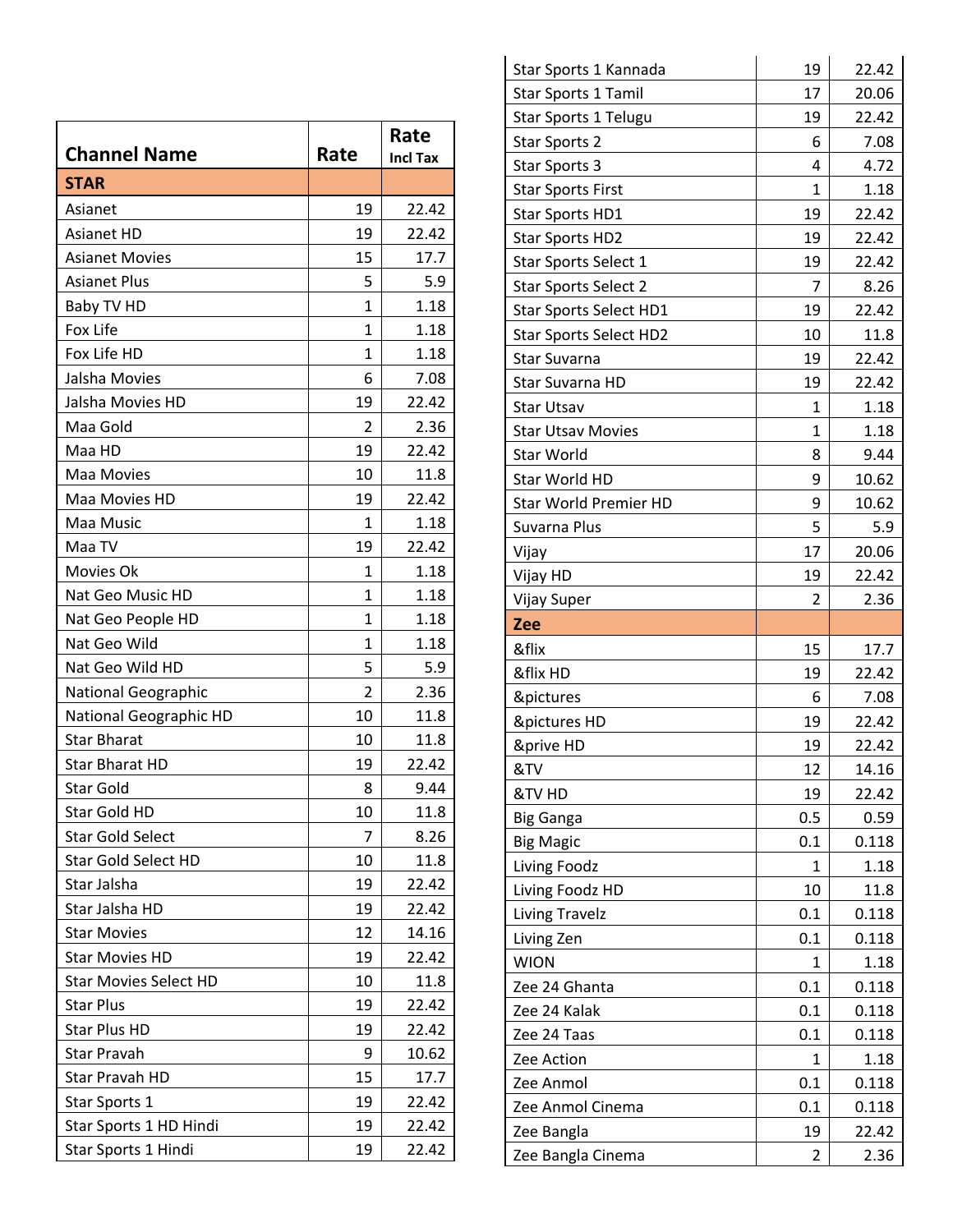| Channel Name | Rate | Rate Incl Tax |
|---|---|---|
| **STAR** | | |
| Asianet | 19 | 22.42 |
| Asianet HD | 19 | 22.42 |
| Asianet Movies | 15 | 17.7 |
| Asianet Plus | 5 | 5.9 |
| Baby TV HD | 1 | 1.18 |
| Fox Life | 1 | 1.18 |
| Fox Life HD | 1 | 1.18 |
| Jalsha Movies | 6 | 7.08 |
| Jalsha Movies HD | 19 | 22.42 |
| Maa Gold | 2 | 2.36 |
| Maa HD | 19 | 22.42 |
| Maa Movies | 10 | 11.8 |
| Maa Movies HD | 19 | 22.42 |
| Maa Music | 1 | 1.18 |
| Maa TV | 19 | 22.42 |
| Movies Ok | 1 | 1.18 |
| Nat Geo Music HD | 1 | 1.18 |
| Nat Geo People HD | 1 | 1.18 |
| Nat Geo Wild | 1 | 1.18 |
| Nat Geo Wild HD | 5 | 5.9 |
| National Geographic | 2 | 2.36 |
| National Geographic HD | 10 | 11.8 |
| Star Bharat | 10 | 11.8 |
| Star Bharat HD | 19 | 22.42 |
| Star Gold | 8 | 9.44 |
| Star Gold HD | 10 | 11.8 |
| Star Gold Select | 7 | 8.26 |
| Star Gold Select HD | 10 | 11.8 |
| Star Jalsha | 19 | 22.42 |
| Star Jalsha HD | 19 | 22.42 |
| Star Movies | 12 | 14.16 |
| Star Movies HD | 19 | 22.42 |
| Star Movies Select HD | 10 | 11.8 |
| Star Plus | 19 | 22.42 |
| Star Plus HD | 19 | 22.42 |
| Star Pravah | 9 | 10.62 |
| Star Pravah HD | 15 | 17.7 |
| Star Sports 1 | 19 | 22.42 |
| Star Sports 1 HD Hindi | 19 | 22.42 |
| Star Sports 1 Hindi | 19 | 22.42 |
| Star Sports 1 Kannada | 19 | 22.42 |
| Star Sports 1 Tamil | 17 | 20.06 |
| Star Sports 1 Telugu | 19 | 22.42 |
| Star Sports 2 | 6 | 7.08 |
| Star Sports 3 | 4 | 4.72 |
| Star Sports First | 1 | 1.18 |
| Star Sports HD1 | 19 | 22.42 |
| Star Sports HD2 | 19 | 22.42 |
| Star Sports Select 1 | 19 | 22.42 |
| Star Sports Select 2 | 7 | 8.26 |
| Star Sports Select HD1 | 19 | 22.42 |
| Star Sports Select HD2 | 10 | 11.8 |
| Star Suvarna | 19 | 22.42 |
| Star Suvarna HD | 19 | 22.42 |
| Star Utsav | 1 | 1.18 |
| Star Utsav Movies | 1 | 1.18 |
| Star World | 8 | 9.44 |
| Star World HD | 9 | 10.62 |
| Star World Premier HD | 9 | 10.62 |
| Suvarna Plus | 5 | 5.9 |
| Vijay | 17 | 20.06 |
| Vijay HD | 19 | 22.42 |
| Vijay Super | 2 | 2.36 |
| **Zee** | | |
| &flix | 15 | 17.7 |
| &flix HD | 19 | 22.42 |
| &pictures | 6 | 7.08 |
| &pictures HD | 19 | 22.42 |
| &prive HD | 19 | 22.42 |
| &TV | 12 | 14.16 |
| &TV HD | 19 | 22.42 |
| Big Ganga | 0.5 | 0.59 |
| Big Magic | 0.1 | 0.118 |
| Living Foodz | 1 | 1.18 |
| Living Foodz HD | 10 | 11.8 |
| Living Travelz | 0.1 | 0.118 |
| Living Zen | 0.1 | 0.118 |
| WION | 1 | 1.18 |
| Zee 24 Ghanta | 0.1 | 0.118 |
| Zee 24 Kalak | 0.1 | 0.118 |
| Zee 24 Taas | 0.1 | 0.118 |
| Zee Action | 1 | 1.18 |
| Zee Anmol | 0.1 | 0.118 |
| Zee Anmol Cinema | 0.1 | 0.118 |
| Zee Bangla | 19 | 22.42 |
| Zee Bangla Cinema | 2 | 2.36 |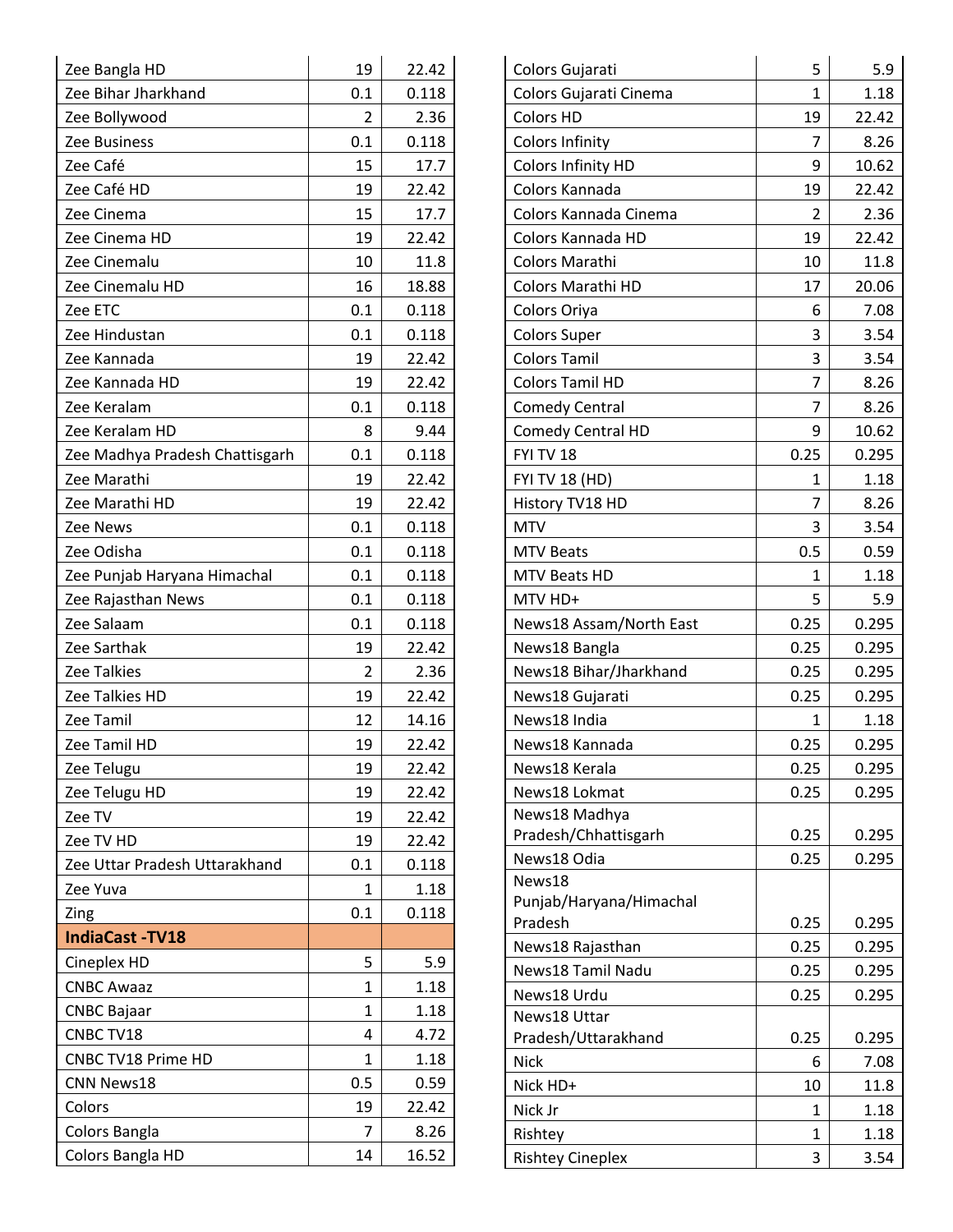| | | |
|---|---|---|
| Zee Bangla HD | 19 | 22.42 |
| Zee Bihar Jharkhand | 0.1 | 0.118 |
| Zee Bollywood | 2 | 2.36 |
| Zee Business | 0.1 | 0.118 |
| Zee Café | 15 | 17.7 |
| Zee Café HD | 19 | 22.42 |
| Zee Cinema | 15 | 17.7 |
| Zee Cinema HD | 19 | 22.42 |
| Zee Cinemalu | 10 | 11.8 |
| Zee Cinemalu HD | 16 | 18.88 |
| Zee ETC | 0.1 | 0.118 |
| Zee Hindustan | 0.1 | 0.118 |
| Zee Kannada | 19 | 22.42 |
| Zee Kannada HD | 19 | 22.42 |
| Zee Keralam | 0.1 | 0.118 |
| Zee Keralam HD | 8 | 9.44 |
| Zee Madhya Pradesh Chattisgarh | 0.1 | 0.118 |
| Zee Marathi | 19 | 22.42 |
| Zee Marathi HD | 19 | 22.42 |
| Zee News | 0.1 | 0.118 |
| Zee Odisha | 0.1 | 0.118 |
| Zee Punjab Haryana Himachal | 0.1 | 0.118 |
| Zee Rajasthan News | 0.1 | 0.118 |
| Zee Salaam | 0.1 | 0.118 |
| Zee Sarthak | 19 | 22.42 |
| Zee Talkies | 2 | 2.36 |
| Zee Talkies HD | 19 | 22.42 |
| Zee Tamil | 12 | 14.16 |
| Zee Tamil HD | 19 | 22.42 |
| Zee Telugu | 19 | 22.42 |
| Zee Telugu HD | 19 | 22.42 |
| Zee TV | 19 | 22.42 |
| Zee TV HD | 19 | 22.42 |
| Zee Uttar Pradesh Uttarakhand | 0.1 | 0.118 |
| Zee Yuva | 1 | 1.18 |
| Zing | 0.1 | 0.118 |
| **IndiaCast -TV18** | | |
| Cineplex HD | 5 | 5.9 |
| CNBC Awaaz | 1 | 1.18 |
| CNBC Bajaar | 1 | 1.18 |
| CNBC TV18 | 4 | 4.72 |
| CNBC TV18 Prime HD | 1 | 1.18 |
| CNN News18 | 0.5 | 0.59 |
| Colors | 19 | 22.42 |
| Colors Bangla | 7 | 8.26 |
| Colors Bangla HD | 14 | 16.52 |
| Colors Gujarati | 5 | 5.9 |
| Colors Gujarati Cinema | 1 | 1.18 |
| Colors HD | 19 | 22.42 |
| Colors Infinity | 7 | 8.26 |
| Colors Infinity HD | 9 | 10.62 |
| Colors Kannada | 19 | 22.42 |
| Colors Kannada Cinema | 2 | 2.36 |
| Colors Kannada HD | 19 | 22.42 |
| Colors Marathi | 10 | 11.8 |
| Colors Marathi HD | 17 | 20.06 |
| Colors Oriya | 6 | 7.08 |
| Colors Super | 3 | 3.54 |
| Colors Tamil | 3 | 3.54 |
| Colors Tamil HD | 7 | 8.26 |
| Comedy Central | 7 | 8.26 |
| Comedy Central HD | 9 | 10.62 |
| FYI TV 18 | 0.25 | 0.295 |
| FYI TV 18 (HD) | 1 | 1.18 |
| History TV18 HD | 7 | 8.26 |
| MTV | 3 | 3.54 |
| MTV Beats | 0.5 | 0.59 |
| MTV Beats HD | 1 | 1.18 |
| MTV HD+ | 5 | 5.9 |
| News18 Assam/North East | 0.25 | 0.295 |
| News18 Bangla | 0.25 | 0.295 |
| News18 Bihar/Jharkhand | 0.25 | 0.295 |
| News18 Gujarati | 0.25 | 0.295 |
| News18 India | 1 | 1.18 |
| News18 Kannada | 0.25 | 0.295 |
| News18 Kerala | 0.25 | 0.295 |
| News18 Lokmat | 0.25 | 0.295 |
| News18 Madhya Pradesh/Chhattisgarh | 0.25 | 0.295 |
| News18 Odia | 0.25 | 0.295 |
| News18 Punjab/Haryana/Himachal Pradesh | 0.25 | 0.295 |
| News18 Rajasthan | 0.25 | 0.295 |
| News18 Tamil Nadu | 0.25 | 0.295 |
| News18 Urdu | 0.25 | 0.295 |
| News18 Uttar Pradesh/Uttarakhand | 0.25 | 0.295 |
| Nick | 6 | 7.08 |
| Nick HD+ | 10 | 11.8 |
| Nick Jr | 1 | 1.18 |
| Rishtey | 1 | 1.18 |
| Rishtey Cineplex | 3 | 3.54 |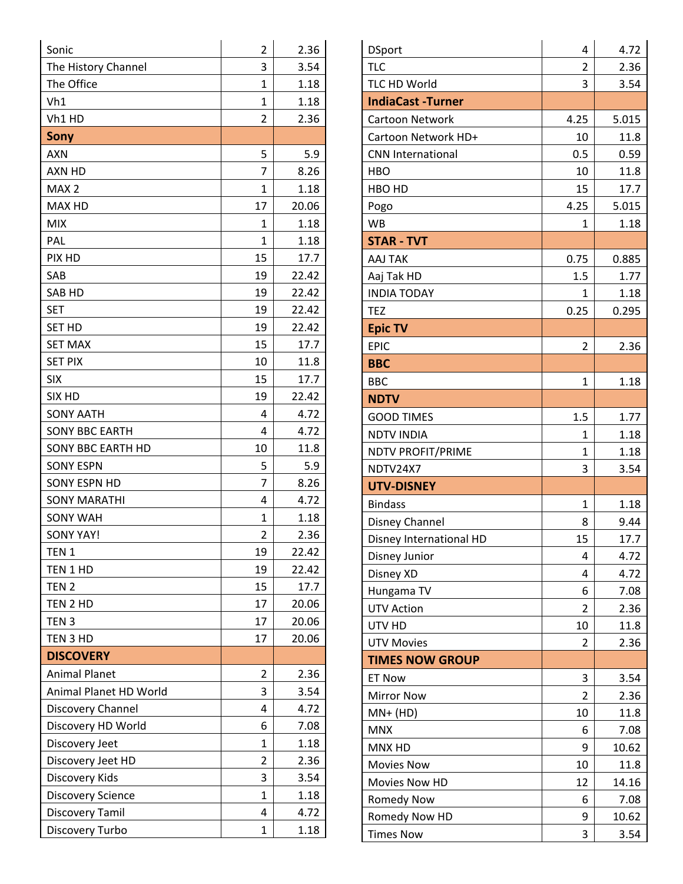| | | |
|---|---|---|
| Sonic | 2 | 2.36 |
| The History Channel | 3 | 3.54 |
| The Office | 1 | 1.18 |
| Vh1 | 1 | 1.18 |
| Vh1 HD | 2 | 2.36 |
| **Sony** | | |
| AXN | 5 | 5.9 |
| AXN HD | 7 | 8.26 |
| MAX 2 | 1 | 1.18 |
| MAX HD | 17 | 20.06 |
| MIX | 1 | 1.18 |
| PAL | 1 | 1.18 |
| PIX HD | 15 | 17.7 |
| SAB | 19 | 22.42 |
| SAB HD | 19 | 22.42 |
| SET | 19 | 22.42 |
| SET HD | 19 | 22.42 |
| SET MAX | 15 | 17.7 |
| SET PIX | 10 | 11.8 |
| SIX | 15 | 17.7 |
| SIX HD | 19 | 22.42 |
| SONY AATH | 4 | 4.72 |
| SONY BBC EARTH | 4 | 4.72 |
| SONY BBC EARTH HD | 10 | 11.8 |
| SONY ESPN | 5 | 5.9 |
| SONY ESPN HD | 7 | 8.26 |
| SONY MARATHI | 4 | 4.72 |
| SONY WAH | 1 | 1.18 |
| SONY YAY! | 2 | 2.36 |
| TEN 1 | 19 | 22.42 |
| TEN 1 HD | 19 | 22.42 |
| TEN 2 | 15 | 17.7 |
| TEN 2 HD | 17 | 20.06 |
| TEN 3 | 17 | 20.06 |
| TEN 3 HD | 17 | 20.06 |
| **DISCOVERY** | | |
| Animal Planet | 2 | 2.36 |
| Animal Planet HD World | 3 | 3.54 |
| Discovery Channel | 4 | 4.72 |
| Discovery HD World | 6 | 7.08 |
| Discovery Jeet | 1 | 1.18 |
| Discovery Jeet HD | 2 | 2.36 |
| Discovery Kids | 3 | 3.54 |
| Discovery Science | 1 | 1.18 |
| Discovery Tamil | 4 | 4.72 |
| Discovery Turbo | 1 | 1.18 |
| DSport | 4 | 4.72 |
| TLC | 2 | 2.36 |
| TLC HD World | 3 | 3.54 |
| **IndiaCast -Turner** | | |
| Cartoon Network | 4.25 | 5.015 |
| Cartoon Network HD+ | 10 | 11.8 |
| CNN International | 0.5 | 0.59 |
| HBO | 10 | 11.8 |
| HBO HD | 15 | 17.7 |
| Pogo | 4.25 | 5.015 |
| WB | 1 | 1.18 |
| **STAR - TVT** | | |
| AAJ TAK | 0.75 | 0.885 |
| Aaj Tak HD | 1.5 | 1.77 |
| INDIA TODAY | 1 | 1.18 |
| TEZ | 0.25 | 0.295 |
| **Epic TV** | | |
| EPIC | 2 | 2.36 |
| **BBC** | | |
| BBC | 1 | 1.18 |
| **NDTV** | | |
| GOOD TIMES | 1.5 | 1.77 |
| NDTV INDIA | 1 | 1.18 |
| NDTV PROFIT/PRIME | 1 | 1.18 |
| NDTV24X7 | 3 | 3.54 |
| **UTV-DISNEY** | | |
| Bindass | 1 | 1.18 |
| Disney Channel | 8 | 9.44 |
| Disney International HD | 15 | 17.7 |
| Disney Junior | 4 | 4.72 |
| Disney XD | 4 | 4.72 |
| Hungama TV | 6 | 7.08 |
| UTV Action | 2 | 2.36 |
| UTV HD | 10 | 11.8 |
| UTV Movies | 2 | 2.36 |
| **TIMES NOW GROUP** | | |
| ET Now | 3 | 3.54 |
| Mirror Now | 2 | 2.36 |
| MN+ (HD) | 10 | 11.8 |
| MNX | 6 | 7.08 |
| MNX HD | 9 | 10.62 |
| Movies Now | 10 | 11.8 |
| Movies Now HD | 12 | 14.16 |
| Romedy Now | 6 | 7.08 |
| Romedy Now HD | 9 | 10.62 |
| Times Now | 3 | 3.54 |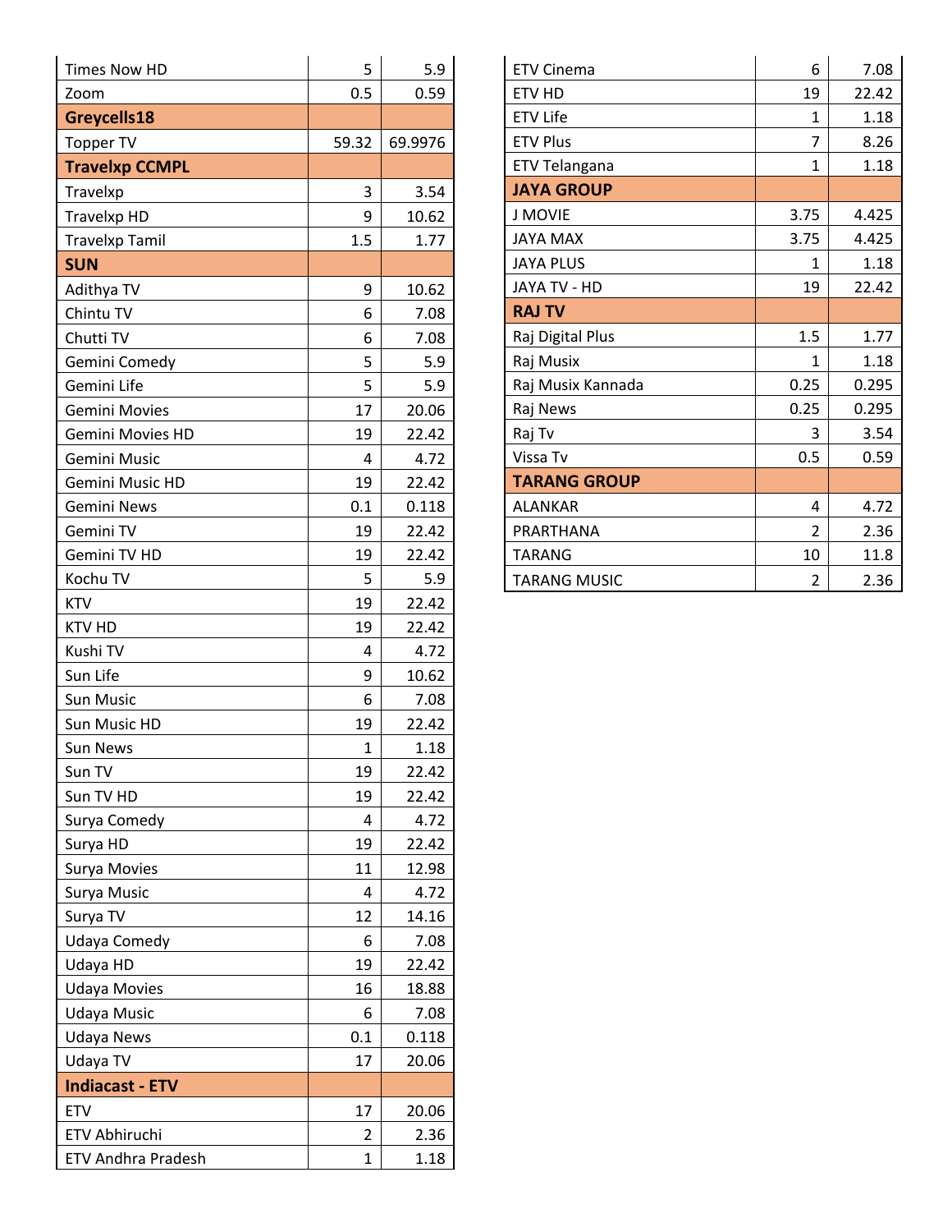| | | |
|---|---|---|
| Times Now HD | 5 | 5.9 |
| Zoom | 0.5 | 0.59 |
| **Greycells18** | | |
| Topper TV | 59.32 | 69.9976 |
| **Travelxp CCMPL** | | |
| Travelxp | 3 | 3.54 |
| Travelxp HD | 9 | 10.62 |
| Travelxp Tamil | 1.5 | 1.77 |
| **SUN** | | |
| Adithya TV | 9 | 10.62 |
| Chintu TV | 6 | 7.08 |
| Chutti TV | 6 | 7.08 |
| Gemini Comedy | 5 | 5.9 |
| Gemini Life | 5 | 5.9 |
| Gemini Movies | 17 | 20.06 |
| Gemini Movies HD | 19 | 22.42 |
| Gemini Music | 4 | 4.72 |
| Gemini Music HD | 19 | 22.42 |
| Gemini News | 0.1 | 0.118 |
| Gemini TV | 19 | 22.42 |
| Gemini TV HD | 19 | 22.42 |
| Kochu TV | 5 | 5.9 |
| KTV | 19 | 22.42 |
| KTV HD | 19 | 22.42 |
| Kushi TV | 4 | 4.72 |
| Sun Life | 9 | 10.62 |
| Sun Music | 6 | 7.08 |
| Sun Music HD | 19 | 22.42 |
| Sun News | 1 | 1.18 |
| Sun TV | 19 | 22.42 |
| Sun TV HD | 19 | 22.42 |
| Surya Comedy | 4 | 4.72 |
| Surya HD | 19 | 22.42 |
| Surya Movies | 11 | 12.98 |
| Surya Music | 4 | 4.72 |
| Surya TV | 12 | 14.16 |
| Udaya Comedy | 6 | 7.08 |
| Udaya HD | 19 | 22.42 |
| Udaya Movies | 16 | 18.88 |
| Udaya Music | 6 | 7.08 |
| Udaya News | 0.1 | 0.118 |
| Udaya TV | 17 | 20.06 |
| **Indiacast - ETV** | | |
| ETV | 17 | 20.06 |
| ETV Abhiruchi | 2 | 2.36 |
| ETV Andhra Pradesh | 1 | 1.18 |
| ETV Cinema | 6 | 7.08 |
| ETV HD | 19 | 22.42 |
| ETV Life | 1 | 1.18 |
| ETV Plus | 7 | 8.26 |
| ETV Telangana | 1 | 1.18 |
| **JAYA GROUP** | | |
| J MOVIE | 3.75 | 4.425 |
| JAYA MAX | 3.75 | 4.425 |
| JAYA PLUS | 1 | 1.18 |
| JAYA TV - HD | 19 | 22.42 |
| **RAJ TV** | | |
| Raj Digital Plus | 1.5 | 1.77 |
| Raj Musix | 1 | 1.18 |
| Raj Musix Kannada | 0.25 | 0.295 |
| Raj News | 0.25 | 0.295 |
| Raj Tv | 3 | 3.54 |
| Vissa Tv | 0.5 | 0.59 |
| **TARANG GROUP** | | |
| ALANKAR | 4 | 4.72 |
| PRARTHANA | 2 | 2.36 |
| TARANG | 10 | 11.8 |
| TARANG MUSIC | 2 | 2.36 |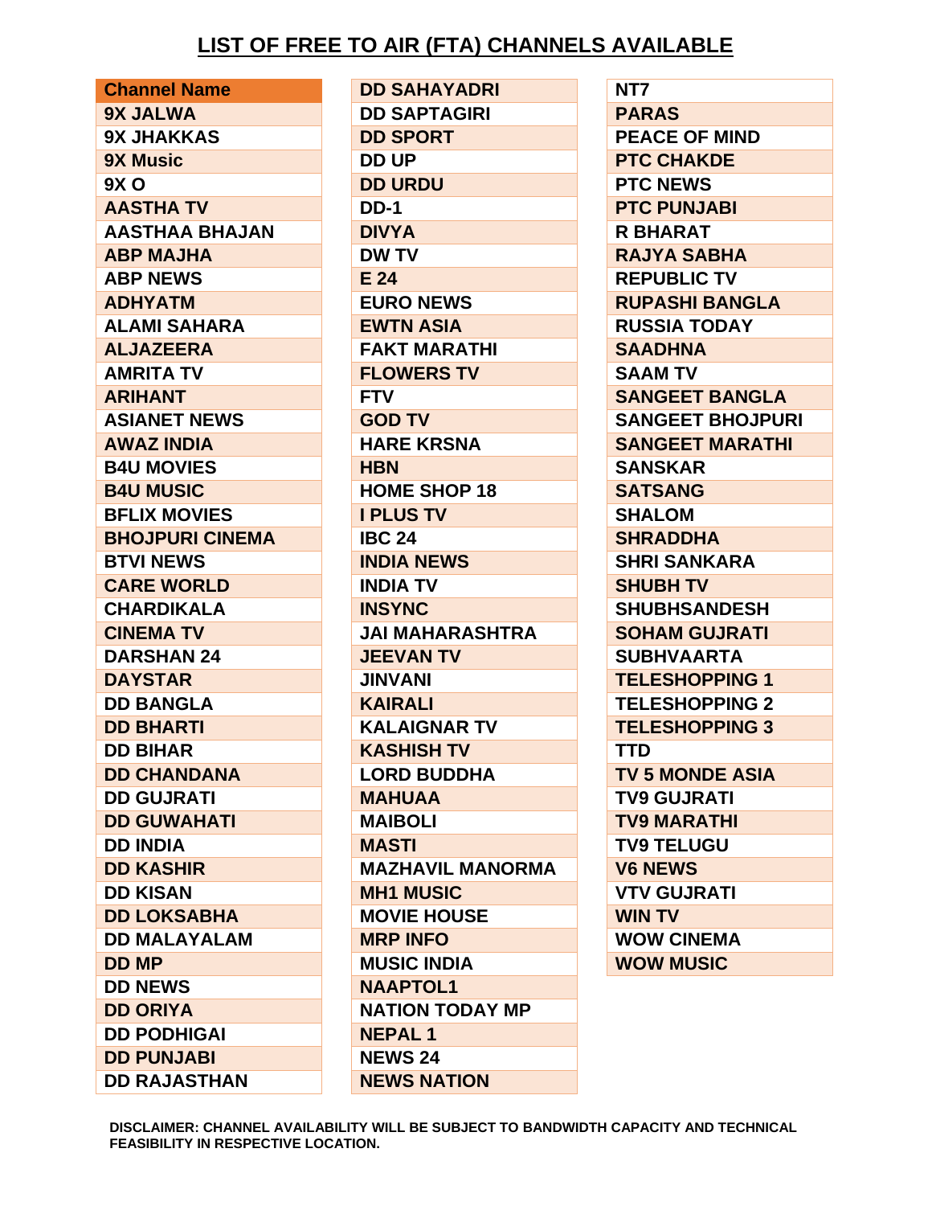## LIST OF FREE TO AIR (FTA) CHANNELS AVAILABLE

| Channel Name |
|---|
| 9X JALWA |
| 9X JHAKKAS |
| 9X Music |
| 9X O |
| AASTHA TV |
| AASTHAA BHAJAN |
| ABP MAJHA |
| ABP NEWS |
| ADHYATM |
| ALAMI SAHARA |
| ALJAZEERA |
| AMRITA TV |
| ARIHANT |
| ASIANET NEWS |
| AWAZ INDIA |
| B4U MOVIES |
| B4U MUSIC |
| BFLIX MOVIES |
| BHOJPURI CINEMA |
| BTVI NEWS |
| CARE WORLD |
| CHARDIKALA |
| CINEMA TV |
| DARSHAN 24 |
| DAYSTAR |
| DD BANGLA |
| DD BHARTI |
| DD BIHAR |
| DD CHANDANA |
| DD GUJRATI |
| DD GUWAHATI |
| DD INDIA |
| DD KASHIR |
| DD KISAN |
| DD LOKSABHA |
| DD MALAYALAM |
| DD MP |
| DD NEWS |
| DD ORIYA |
| DD PODHIGAI |
| DD PUNJABI |
| DD RAJASTHAN |
| DD SAHAYADRI |
| DD SAPTAGIRI |
| DD SPORT |
| DD UP |
| DD URDU |
| DD-1 |
| DIVYA |
| DW TV |
| E 24 |
| EURO NEWS |
| EWTN ASIA |
| FAKT MARATHI |
| FLOWERS TV |
| FTV |
| GOD TV |
| HARE KRSNA |
| HBN |
| HOME SHOP 18 |
| I PLUS TV |
| IBC 24 |
| INDIA NEWS |
| INDIA TV |
| INSYNC |
| JAI MAHARASHTRA |
| JEEVAN TV |
| JINVANI |
| KAIRALI |
| KALAIGNAR TV |
| KASHISH TV |
| LORD BUDDHA |
| MAHUAA |
| MAIBOLI |
| MASTI |
| MAZHAVIL MANORMA |
| MH1 MUSIC |
| MOVIE HOUSE |
| MRP INFO |
| MUSIC INDIA |
| NAAPTOL1 |
| NATION TODAY MP |
| NEPAL 1 |
| NEWS 24 |
| NEWS NATION |
| NT7 |
| PARAS |
| PEACE OF MIND |
| PTC CHAKDE |
| PTC NEWS |
| PTC PUNJABI |
| R BHARAT |
| RAJYA SABHA |
| REPUBLIC TV |
| RUPASHI BANGLA |
| RUSSIA TODAY |
| SAADHNA |
| SAAM TV |
| SANGEET BANGLA |
| SANGEET BHOJPURI |
| SANGEET MARATHI |
| SANSKAR |
| SATSANG |
| SHALOM |
| SHRADDHA |
| SHRI SANKARA |
| SHUBH TV |
| SHUBHSANDESH |
| SOHAM GUJRATI |
| SUBHVAARTA |
| TELESHOPPING 1 |
| TELESHOPPING 2 |
| TELESHOPPING 3 |
| TTD |
| TV 5 MONDE ASIA |
| TV9 GUJRATI |
| TV9 MARATHI |
| TV9 TELUGU |
| V6 NEWS |
| VTV GUJRATI |
| WIN TV |
| WOW CINEMA |
| WOW MUSIC |

**DISCLAIMER: CHANNEL AVAILABILITY WILL BE SUBJECT TO BANDWIDTH CAPACITY AND TECHNICAL FEASIBILITY IN RESPECTIVE LOCATION.**